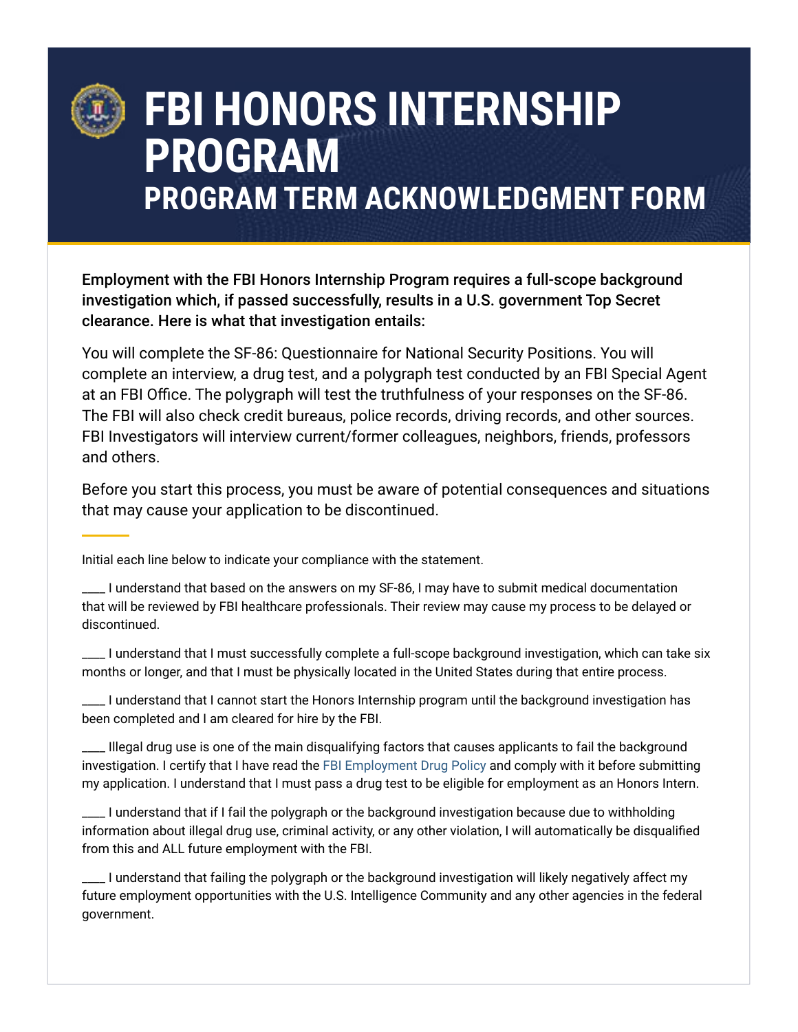# FBI HONORS INTERNSHIP PROGRAM

## PROGRAM TERM ACKNOWLEDGMENT FORM

**Employment with the FBI Honors Internship Program requires a full-scope background investigation which, if passed successfully, results in a U.S. government Top Secret clearance. Here is what that investigation entails:**

You will complete the SF-86: Questionnaire for National Security Positions. You will complete an interview, a drug test, and a polygraph test conducted by an FBI Special Agent at an FBI Office. The polygraph will test the truthfulness of your responses on the SF-86. The FBI will also check credit bureaus, police records, driving records, and other sources. FBI Investigators will interview current/former colleagues, neighbors, friends, professors and others.

Before you start this process, you must be aware of potential consequences and situations that may cause your application to be discontinued.

Initial each line below to indicate your compliance with the statement.

____ I understand that based on the answers on my SF-86, I may have to submit medical documentation that will be reviewed by FBI healthcare professionals. Their review may cause my process to be delayed or discontinued.

____ I understand that I must successfully complete a full-scope background investigation, which can take six months or longer, and that I must be physically located in the United States during that entire process.

____ I understand that I cannot start the Honors Internship program until the background investigation has been completed and I am cleared for hire by the FBI.

____ Illegal drug use is one of the main disqualifying factors that causes applicants to fail the background investigation. I certify that I have read the FBI Employment Drug Policy and comply with it before submitting my application. I understand that I must pass a drug test to be eligible for employment as an Honors Intern.

____ I understand that if I fail the polygraph or the background investigation because due to withholding information about illegal drug use, criminal activity, or any other violation, I will automatically be disqualified from this and ALL future employment with the FBI.

____ I understand that failing the polygraph or the background investigation will likely negatively affect my future employment opportunities with the U.S. Intelligence Community and any other agencies in the federal government.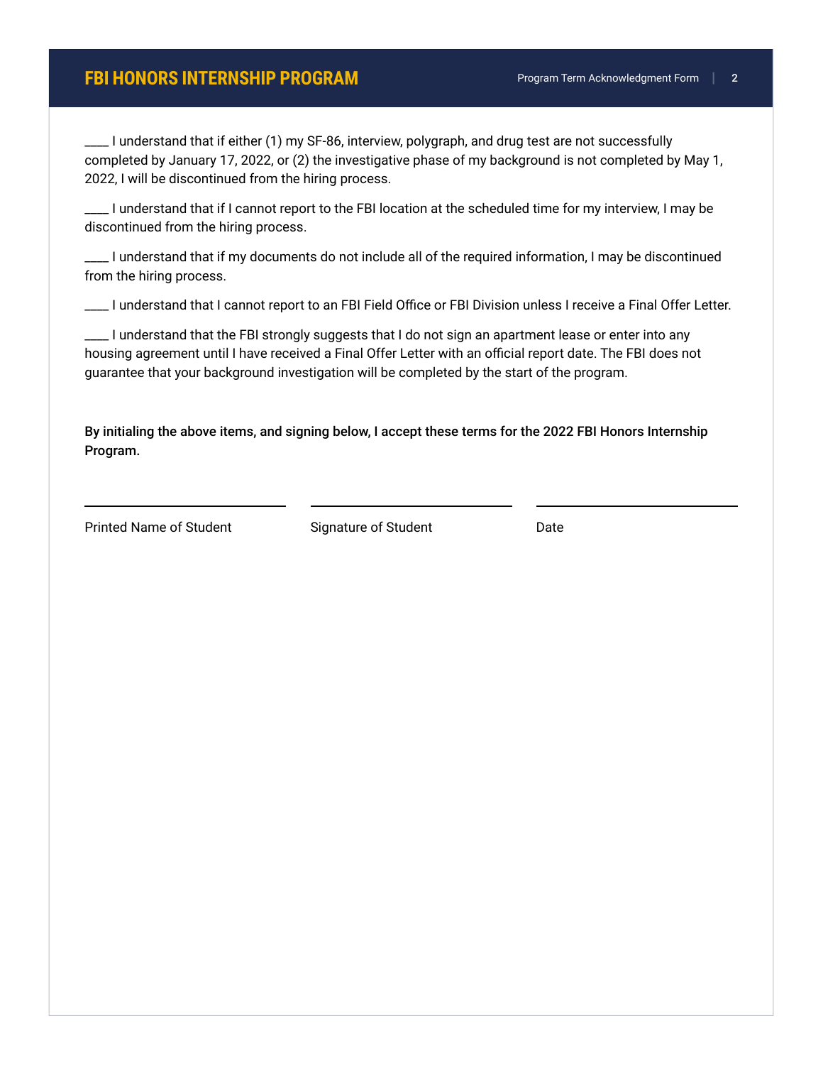____ I understand that if either (1) my SF-86, interview, polygraph, and drug test are not successfully completed by January 17, 2022, or (2) the investigative phase of my background is not completed by May 1, 2022, I will be discontinued from the hiring process.

____ I understand that if I cannot report to the FBI location at the scheduled time for my interview, I may be discontinued from the hiring process.

____ I understand that if my documents do not include all of the required information, I may be discontinued from the hiring process.

____ I understand that I cannot report to an FBI Field Office or FBI Division unless I receive a Final Offer Letter.

____ I understand that the FBI strongly suggests that I do not sign an apartment lease or enter into any housing agreement until I have received a Final Offer Letter with an official report date. The FBI does not guarantee that your background investigation will be completed by the start of the program.

**By initialing the above items, and signing below, I accept these terms for the 2022 FBI Honors Internship Program.**

| | | |
|---|---|---|
| ______________________ | ______________________ | ______________________ |
| Printed Name of Student | Signature of Student | Date |